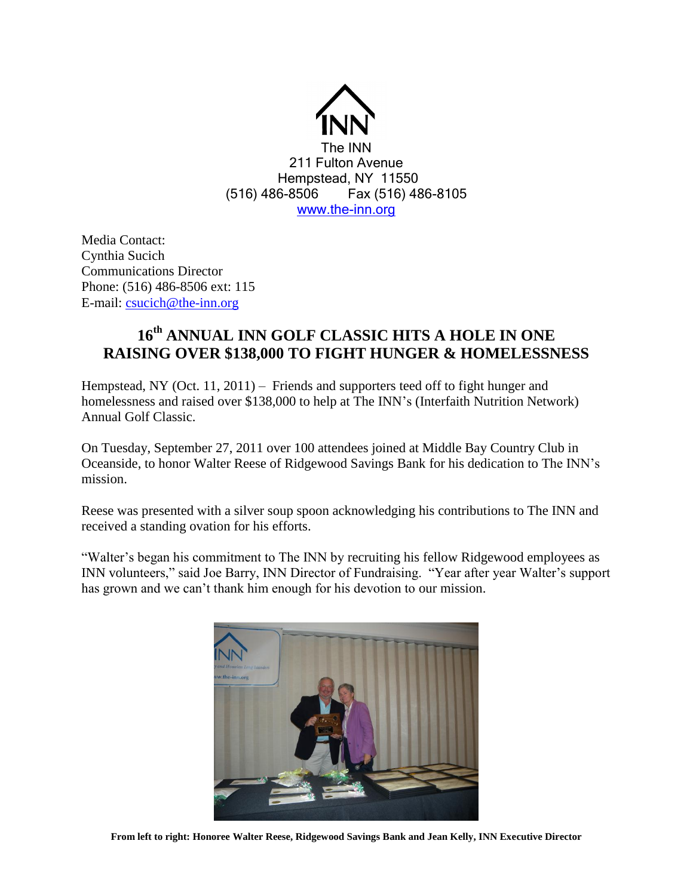The INN
211 Fulton Avenue
Hempstead, NY 11550
(516) 486-8506 Fax (516) 486-8105
www.the-inn.org

Media Contact:
Cynthia Sucich
Communications Director
Phone: (516) 486-8506 ext: 115
E-mail: csucich@the-inn.org

# 16th ANNUAL INN GOLF CLASSIC HITS A HOLE IN ONE RAISING OVER $138,000 TO FIGHT HUNGER & HOMELESSNESS

Hempstead, NY (Oct. 11, 2011) – Friends and supporters teed off to fight hunger and homelessness and raised over $138,000 to help at The INN's (Interfaith Nutrition Network) Annual Golf Classic.

On Tuesday, September 27, 2011 over 100 attendees joined at Middle Bay Country Club in Oceanside, to honor Walter Reese of Ridgewood Savings Bank for his dedication to The INN's mission.

Reese was presented with a silver soup spoon acknowledging his contributions to The INN and received a standing ovation for his efforts.

"Walter's began his commitment to The INN by recruiting his fellow Ridgewood employees as INN volunteers," said Joe Barry, INN Director of Fundraising. "Year after year Walter's support has grown and we can't thank him enough for his devotion to our mission.

**From left to right: Honoree Walter Reese, Ridgewood Savings Bank and Jean Kelly, INN Executive Director**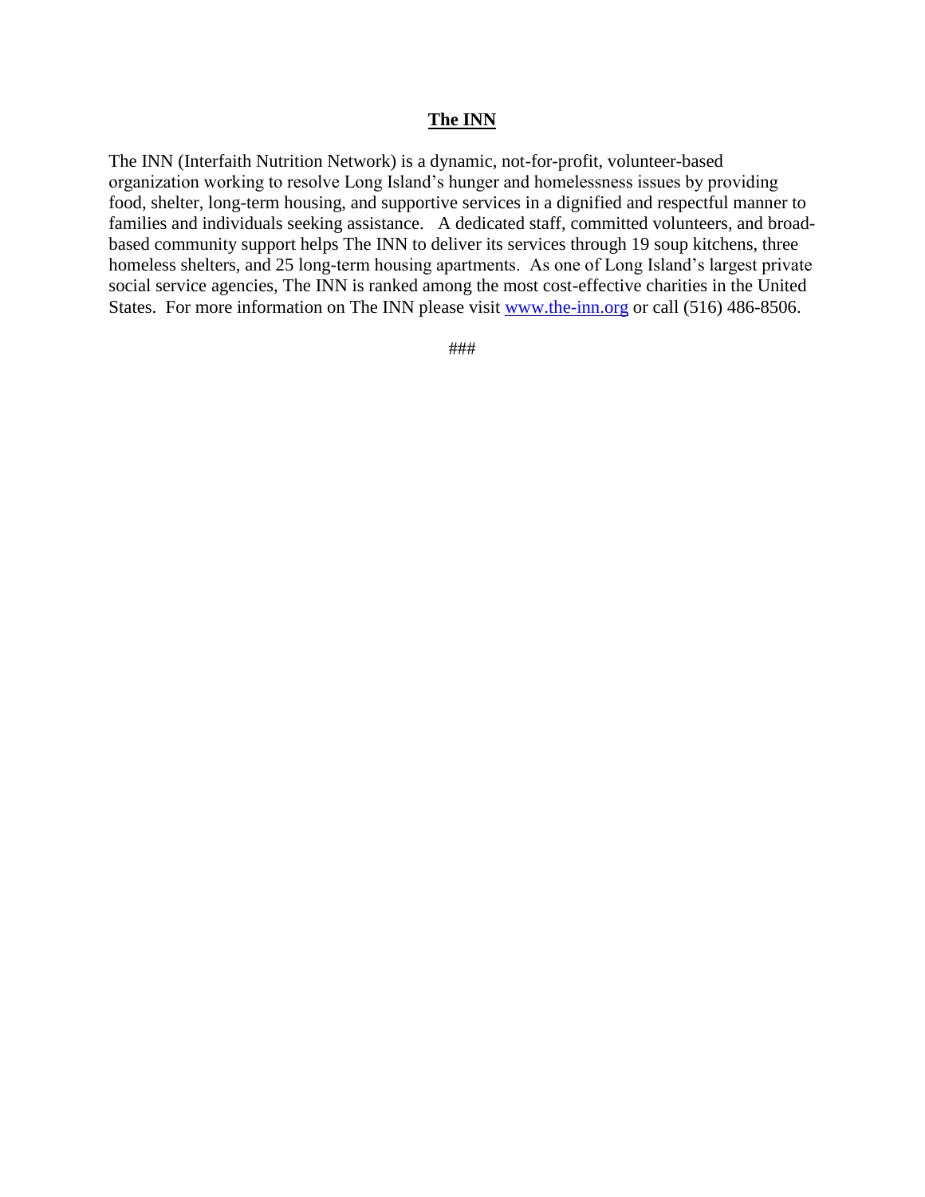## **The INN**

The INN (Interfaith Nutrition Network) is a dynamic, not-for-profit, volunteer-based organization working to resolve Long Island's hunger and homelessness issues by providing food, shelter, long-term housing, and supportive services in a dignified and respectful manner to families and individuals seeking assistance. A dedicated staff, committed volunteers, and broad-based community support helps The INN to deliver its services through 19 soup kitchens, three homeless shelters, and 25 long-term housing apartments. As one of Long Island's largest private social service agencies, The INN is ranked among the most cost-effective charities in the United States. For more information on The INN please visit www.the-inn.org or call (516) 486-8506.

###